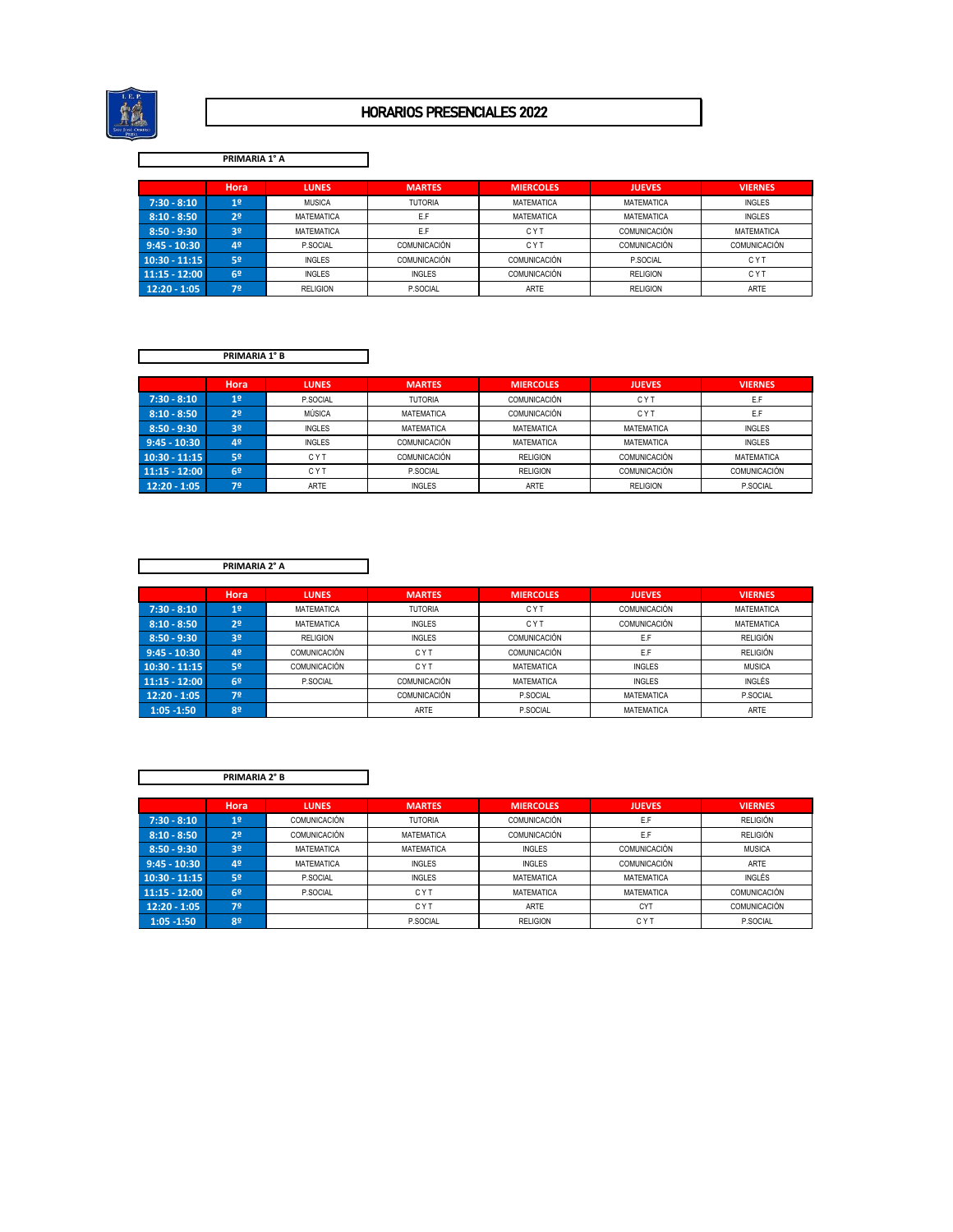# HORARIOS PRESENCIALES 2022

## PRIMARIA 1° A

| | Hora | LUNES | MARTES | MIERCOLES | JUEVES | VIERNES |
|---|---|---|---|---|---|---|
| 7:30 - 8:10 | 1º | MUSICA | TUTORIA | MATEMATICA | MATEMATICA | INGLES |
| 8:10 - 8:50 | 2º | MATEMATICA | E.F | MATEMATICA | MATEMATICA | INGLES |
| 8:50 - 9:30 | 3º | MATEMATICA | E.F | C Y T | COMUNICACIÓN | MATEMATICA |
| 9:45 - 10:30 | 4º | P.SOCIAL | COMUNICACIÓN | C Y T | COMUNICACIÓN | COMUNICACIÓN |
| 10:30 - 11:15 | 5º | INGLES | COMUNICACIÓN | COMUNICACIÓN | P.SOCIAL | C Y T |
| 11:15 - 12:00 | 6º | INGLES | INGLES | COMUNICACIÓN | RELIGION | C Y T |
| 12:20 - 1:05 | 7º | RELIGION | P.SOCIAL | ARTE | RELIGION | ARTE |

## PRIMARIA 1° B

| | Hora | LUNES | MARTES | MIERCOLES | JUEVES | VIERNES |
|---|---|---|---|---|---|---|
| 7:30 - 8:10 | 1º | P.SOCIAL | TUTORIA | COMUNICACIÓN | C Y T | E.F |
| 8:10 - 8:50 | 2º | MÚSICA | MATEMATICA | COMUNICACIÓN | C Y T | E.F |
| 8:50 - 9:30 | 3º | INGLES | MATEMATICA | MATEMATICA | MATEMATICA | INGLES |
| 9:45 - 10:30 | 4º | INGLES | COMUNICACIÓN | MATEMATICA | MATEMATICA | INGLES |
| 10:30 - 11:15 | 5º | C Y T | COMUNICACIÓN | RELIGION | COMUNICACIÓN | MATEMATICA |
| 11:15 - 12:00 | 6º | C Y T | P.SOCIAL | RELIGION | COMUNICACIÓN | COMUNICACIÓN |
| 12:20 - 1:05 | 7º | ARTE | INGLES | ARTE | RELIGION | P.SOCIAL |

## PRIMARIA 2° A

| | Hora | LUNES | MARTES | MIERCOLES | JUEVES | VIERNES |
|---|---|---|---|---|---|---|
| 7:30 - 8:10 | 1º | MATEMATICA | TUTORIA | C Y T | COMUNICACIÓN | MATEMATICA |
| 8:10 - 8:50 | 2º | MATEMATICA | INGLES | C Y T | COMUNICACIÓN | MATEMATICA |
| 8:50 - 9:30 | 3º | RELIGION | INGLES | COMUNICACIÓN | E.F | RELIGIÓN |
| 9:45 - 10:30 | 4º | COMUNICACIÓN | C Y T | COMUNICACIÓN | E.F | RELIGIÓN |
| 10:30 - 11:15 | 5º | COMUNICACIÓN | C Y T | MATEMATICA | INGLES | MUSICA |
| 11:15 - 12:00 | 6º | P.SOCIAL | COMUNICACIÓN | MATEMATICA | INGLES | INGLÉS |
| 12:20 - 1:05 | 7º | | COMUNICACIÓN | P.SOCIAL | MATEMATICA | P.SOCIAL |
| 1:05 -1:50 | 8º | | ARTE | P.SOCIAL | MATEMATICA | ARTE |

## PRIMARIA 2° B

| | Hora | LUNES | MARTES | MIERCOLES | JUEVES | VIERNES |
|---|---|---|---|---|---|---|
| 7:30 - 8:10 | 1º | COMUNICACIÓN | TUTORIA | COMUNICACIÓN | E.F | RELIGIÓN |
| 8:10 - 8:50 | 2º | COMUNICACIÓN | MATEMATICA | COMUNICACIÓN | E.F | RELIGIÓN |
| 8:50 - 9:30 | 3º | MATEMATICA | MATEMATICA | INGLES | COMUNICACIÓN | MUSICA |
| 9:45 - 10:30 | 4º | MATEMATICA | INGLES | INGLES | COMUNICACIÓN | ARTE |
| 10:30 - 11:15 | 5º | P.SOCIAL | INGLES | MATEMATICA | MATEMATICA | INGLÉS |
| 11:15 - 12:00 | 6º | P.SOCIAL | C Y T | MATEMATICA | MATEMATICA | COMUNICACIÓN |
| 12:20 - 1:05 | 7º | | C Y T | ARTE | CYT | COMUNICACIÓN |
| 1:05 -1:50 | 8º | | P.SOCIAL | RELIGION | C Y T | P.SOCIAL |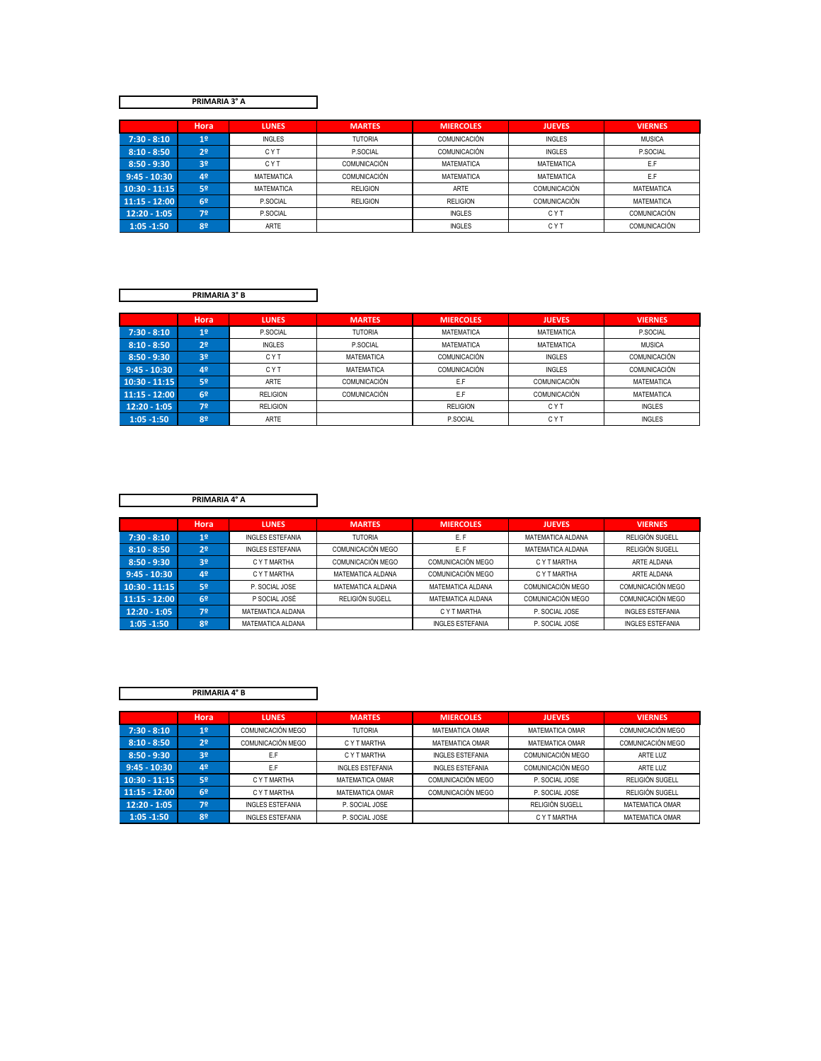## PRIMARIA 3° A

| | Hora | LUNES | MARTES | MIERCOLES | JUEVES | VIERNES |
|---|---|---|---|---|---|---|
| 7:30 - 8:10 | 1º | INGLES | TUTORIA | COMUNICACIÓN | INGLES | MUSICA |
| 8:10 - 8:50 | 2º | C Y T | P.SOCIAL | COMUNICACIÓN | INGLES | P.SOCIAL |
| 8:50 - 9:30 | 3º | C Y T | COMUNICACIÓN | MATEMATICA | MATEMATICA | E.F |
| 9:45 - 10:30 | 4º | MATEMATICA | COMUNICACIÓN | MATEMATICA | MATEMATICA | E.F |
| 10:30 - 11:15 | 5º | MATEMATICA | RELIGION | ARTE | COMUNICACIÓN | MATEMATICA |
| 11:15 - 12:00 | 6º | P.SOCIAL | RELIGION | RELIGION | COMUNICACIÓN | MATEMATICA |
| 12:20 - 1:05 | 7º | P.SOCIAL | | INGLES | C Y T | COMUNICACIÓN |
| 1:05 -1:50 | 8º | ARTE | | INGLES | C Y T | COMUNICACIÓN |

## PRIMARIA 3° B

| | Hora | LUNES | MARTES | MIERCOLES | JUEVES | VIERNES |
|---|---|---|---|---|---|---|
| 7:30 - 8:10 | 1º | P.SOCIAL | TUTORIA | MATEMATICA | MATEMATICA | P.SOCIAL |
| 8:10 - 8:50 | 2º | INGLES | P.SOCIAL | MATEMATICA | MATEMATICA | MUSICA |
| 8:50 - 9:30 | 3º | C Y T | MATEMATICA | COMUNICACIÓN | INGLES | COMUNICACIÓN |
| 9:45 - 10:30 | 4º | C Y T | MATEMATICA | COMUNICACIÓN | INGLES | COMUNICACIÓN |
| 10:30 - 11:15 | 5º | ARTE | COMUNICACIÓN | E.F | COMUNICACIÓN | MATEMATICA |
| 11:15 - 12:00 | 6º | RELIGION | COMUNICACIÓN | E.F | COMUNICACIÓN | MATEMATICA |
| 12:20 - 1:05 | 7º | RELIGION | | RELIGION | C Y T | INGLES |
| 1:05 -1:50 | 8º | ARTE | | P.SOCIAL | C Y T | INGLES |

## PRIMARIA 4° A

| | Hora | LUNES | MARTES | MIERCOLES | JUEVES | VIERNES |
|---|---|---|---|---|---|---|
| 7:30 - 8:10 | 1º | INGLES ESTEFANIA | TUTORIA | E. F | MATEMATICA ALDANA | RELIGIÓN SUGELL |
| 8:10 - 8:50 | 2º | INGLES ESTEFANIA | COMUNICACIÓN MEGO | E. F | MATEMATICA ALDANA | RELIGIÓN SUGELL |
| 8:50 - 9:30 | 3º | C Y T MARTHA | COMUNICACIÓN MEGO | COMUNICACIÓN MEGO | C Y T MARTHA | ARTE ALDANA |
| 9:45 - 10:30 | 4º | C Y T MARTHA | MATEMATICA ALDANA | COMUNICACIÓN MEGO | C Y T MARTHA | ARTE ALDANA |
| 10:30 - 11:15 | 5º | P. SOCIAL JOSE | MATEMATICA ALDANA | MATEMATICA ALDANA | COMUNICACIÓN MEGO | COMUNICACIÓN MEGO |
| 11:15 - 12:00 | 6º | P SOCIAL JOSÉ | RELIGIÓN SUGELL | MATEMATICA ALDANA | COMUNICACIÓN MEGO | COMUNICACIÓN MEGO |
| 12:20 - 1:05 | 7º | MATEMATICA ALDANA | | C Y T MARTHA | P. SOCIAL JOSE | INGLES ESTEFANIA |
| 1:05 -1:50 | 8º | MATEMATICA ALDANA | | INGLES ESTEFANIA | P. SOCIAL JOSE | INGLES ESTEFANIA |

## PRIMARIA 4° B

| | Hora | LUNES | MARTES | MIERCOLES | JUEVES | VIERNES |
|---|---|---|---|---|---|---|
| 7:30 - 8:10 | 1º | COMUNICACIÓN MEGO | TUTORIA | MATEMATICA OMAR | MATEMATICA OMAR | COMUNICACIÓN MEGO |
| 8:10 - 8:50 | 2º | COMUNICACIÓN MEGO | C Y T MARTHA | MATEMATICA OMAR | MATEMATICA OMAR | COMUNICACIÓN MEGO |
| 8:50 - 9:30 | 3º | E.F | C Y T MARTHA | INGLES ESTEFANIA | COMUNICACIÓN MEGO | ARTE LUZ |
| 9:45 - 10:30 | 4º | E.F | INGLES ESTEFANIA | INGLES ESTEFANIA | COMUNICACIÓN MEGO | ARTE LUZ |
| 10:30 - 11:15 | 5º | C Y T MARTHA | MATEMATICA OMAR | COMUNICACIÓN MEGO | P. SOCIAL JOSE | RELIGIÓN SUGELL |
| 11:15 - 12:00 | 6º | C Y T MARTHA | MATEMATICA OMAR | COMUNICACIÓN MEGO | P. SOCIAL JOSE | RELIGIÓN SUGELL |
| 12:20 - 1:05 | 7º | INGLES ESTEFANIA | P. SOCIAL JOSE | | RELIGIÓN SUGELL | MATEMATICA OMAR |
| 1:05 -1:50 | 8º | INGLES ESTEFANIA | P. SOCIAL JOSE | | C Y T MARTHA | MATEMATICA OMAR |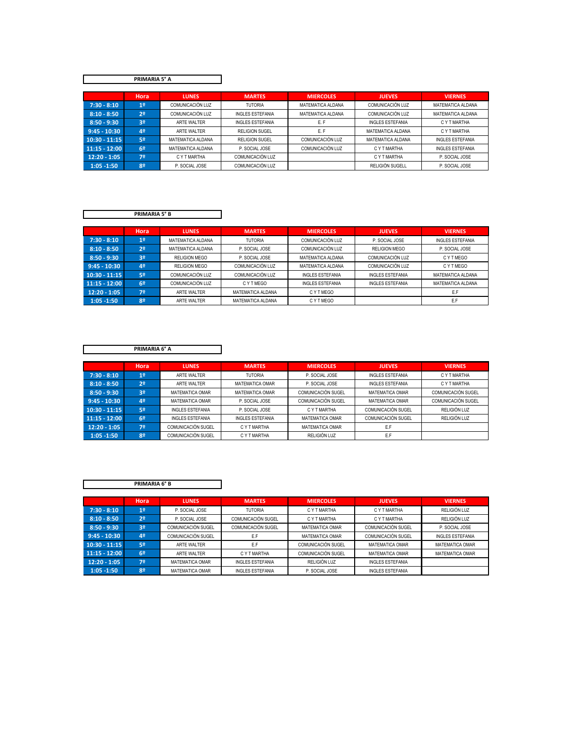**PRIMARIA 5° A**

| | Hora | LUNES | MARTES | MIERCOLES | JUEVES | VIERNES |
|---|---|---|---|---|---|---|
| 7:30 - 8:10 | 1º | COMUNICACIÓN LUZ | TUTORIA | MATEMATICA ALDANA | COMUNICACIÓN LUZ | MATEMATICA ALDANA |
| 8:10 - 8:50 | 2º | COMUNICACIÓN LUZ | INGLES ESTEFANIA | MATEMATICA ALDANA | COMUNICACIÓN LUZ | MATEMATICA ALDANA |
| 8:50 - 9:30 | 3º | ARTE WALTER | INGLES ESTEFANIA | E. F | INGLES ESTEFANIA | C Y T MARTHA |
| 9:45 - 10:30 | 4º | ARTE WALTER | RELIGION SUGEL | E. F | MATEMATICA ALDANA | C Y T MARTHA |
| 10:30 - 11:15 | 5º | MATEMATICA ALDANA | RELIGION SUGEL | COMUNICACIÓN LUZ | MATEMATICA ALDANA | INGLES ESTEFANIA |
| 11:15 - 12:00 | 6º | MATEMATICA ALDANA | P. SOCIAL JOSE | COMUNICACIÓN LUZ | C Y T MARTHA | INGLES ESTEFANIA |
| 12:20 - 1:05 | 7º | C Y T MARTHA | COMUNICACIÓN LUZ | | C Y T MARTHA | P. SOCIAL JOSE |
| 1:05 -1:50 | 8º | P. SOCIAL JOSE | COMUNICACIÓN LUZ | | RELIGIÓN SUGELL | P. SOCIAL JOSE |

**PRIMARIA 5° B**

| | Hora | LUNES | MARTES | MIERCOLES | JUEVES | VIERNES |
|---|---|---|---|---|---|---|
| 7:30 - 8:10 | 1º | MATEMATICA ALDANA | TUTORIA | COMUNICACIÓN LUZ | P. SOCIAL JOSE | INGLES ESTEFANIA |
| 8:10 - 8:50 | 2º | MATEMATICA ALDANA | P. SOCIAL JOSE | COMUNICACIÓN LUZ | RELIGION MEGO | P. SOCIAL JOSE |
| 8:50 - 9:30 | 3º | RELIGION MEGO | P. SOCIAL JOSE | MATEMATICA ALDANA | COMUNICACIÓN LUZ | C Y T MEGO |
| 9:45 - 10:30 | 4º | RELIGION MEGO | COMUNICACIÓN LUZ | MATEMATICA ALDANA | COMUNICACIÓN LUZ | C Y T MEGO |
| 10:30 - 11:15 | 5º | COMUNICACIÓN LUZ | COMUNICACIÓN LUZ | INGLES ESTEFANIA | INGLES ESTEFANIA | MATEMATICA ALDANA |
| 11:15 - 12:00 | 6º | COMUNICACIÓN LUZ | C Y T MEGO | INGLES ESTEFANIA | INGLES ESTEFANIA | MATEMATICA ALDANA |
| 12:20 - 1:05 | 7º | ARTE WALTER | MATEMATICA ALDANA | C Y T MEGO | | E.F |
| 1:05 -1:50 | 8º | ARTE WALTER | MATEMATICA ALDANA | C Y T MEGO | | E.F |

**PRIMARIA 6° A**

| | Hora | LUNES | MARTES | MIERCOLES | JUEVES | VIERNES |
|---|---|---|---|---|---|---|
| 7:30 - 8:10 | 1º | ARTE WALTER | TUTORIA | P. SOCIAL JOSE | INGLES ESTEFANIA | C Y T MARTHA |
| 8:10 - 8:50 | 2º | ARTE WALTER | MATEMATICA OMAR | P. SOCIAL JOSE | INGLES ESTEFANIA | C Y T MARTHA |
| 8:50 - 9:30 | 3º | MATEMATICA OMAR | MATEMATICA OMAR | COMUNICACIÓN SUGEL | MATEMATICA OMAR | COMUNICACIÓN SUGEL |
| 9:45 - 10:30 | 4º | MATEMATICA OMAR | P. SOCIAL JOSE | COMUNICACIÓN SUGEL | MATEMATICA OMAR | COMUNICACIÓN SUGEL |
| 10:30 - 11:15 | 5º | INGLES ESTEFANIA | P. SOCIAL JOSE | C Y T MARTHA | COMUNICACIÓN SUGEL | RELIGIÓN LUZ |
| 11:15 - 12:00 | 6º | INGLES ESTEFANIA | INGLES ESTEFANIA | MATEMATICA OMAR | COMUNICACIÓN SUGEL | RELIGIÓN LUZ |
| 12:20 - 1:05 | 7º | COMUNICACIÓN SUGEL | C Y T MARTHA | MATEMATICA OMAR | E.F | |
| 1:05 -1:50 | 8º | COMUNICACIÓN SUGEL | C Y T MARTHA | RELIGIÓN LUZ | E.F | |

**PRIMARIA 6° B**

| | Hora | LUNES | MARTES | MIERCOLES | JUEVES | VIERNES |
|---|---|---|---|---|---|---|
| 7:30 - 8:10 | 1º | P. SOCIAL JOSE | TUTORIA | C Y T MARTHA | C Y T MARTHA | RELIGIÓN LUZ |
| 8:10 - 8:50 | 2º | P. SOCIAL JOSE | COMUNICACIÓN SUGEL | C Y T MARTHA | C Y T MARTHA | RELIGIÓN LUZ |
| 8:50 - 9:30 | 3º | COMUNICACIÓN SUGEL | COMUNICACIÓN SUGEL | MATEMATICA OMAR | COMUNICACIÓN SUGEL | P. SOCIAL JOSE |
| 9:45 - 10:30 | 4º | COMUNICACIÓN SUGEL | E.F | MATEMATICA OMAR | COMUNICACIÓN SUGEL | INGLES ESTEFANIA |
| 10:30 - 11:15 | 5º | ARTE WALTER | E.F | COMUNICACIÓN SUGEL | MATEMATICA OMAR | MATEMATICA OMAR |
| 11:15 - 12:00 | 6º | ARTE WALTER | C Y T MARTHA | COMUNICACIÓN SUGEL | MATEMATICA OMAR | MATEMATICA OMAR |
| 12:20 - 1:05 | 7º | MATEMATICA OMAR | INGLES ESTEFANIA | RELIGIÓN LUZ | INGLES ESTEFANIA | |
| 1:05 -1:50 | 8º | MATEMATICA OMAR | INGLES ESTEFANIA | P. SOCIAL JOSE | INGLES ESTEFANIA | |